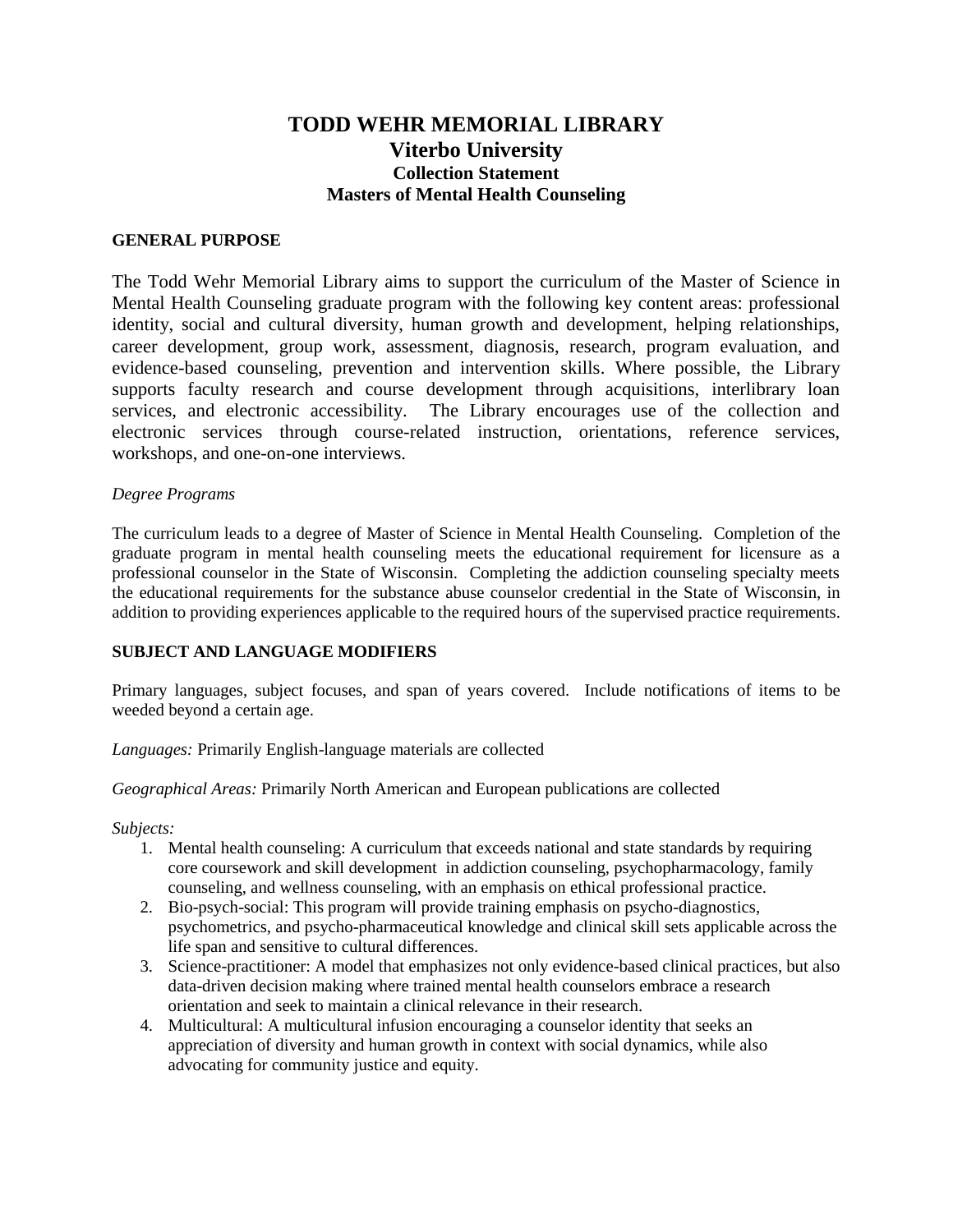# TODD WEHR MEMORIAL LIBRARY
## Viterbo University
### Collection Statement
### Masters of Mental Health Counseling

**GENERAL PURPOSE**

The Todd Wehr Memorial Library aims to support the curriculum of the Master of Science in Mental Health Counseling graduate program with the following key content areas: professional identity, social and cultural diversity, human growth and development, helping relationships, career development, group work, assessment, diagnosis, research, program evaluation, and evidence-based counseling, prevention and intervention skills. Where possible, the Library supports faculty research and course development through acquisitions, interlibrary loan services, and electronic accessibility. The Library encourages use of the collection and electronic services through course-related instruction, orientations, reference services, workshops, and one-on-one interviews.

*Degree Programs*

The curriculum leads to a degree of Master of Science in Mental Health Counseling. Completion of the graduate program in mental health counseling meets the educational requirement for licensure as a professional counselor in the State of Wisconsin. Completing the addiction counseling specialty meets the educational requirements for the substance abuse counselor credential in the State of Wisconsin, in addition to providing experiences applicable to the required hours of the supervised practice requirements.

**SUBJECT AND LANGUAGE MODIFIERS**

Primary languages, subject focuses, and span of years covered. Include notifications of items to be weeded beyond a certain age.

*Languages:* Primarily English-language materials are collected

*Geographical Areas:* Primarily North American and European publications are collected

*Subjects:*

1. Mental health counseling: A curriculum that exceeds national and state standards by requiring core coursework and skill development in addiction counseling, psychopharmacology, family counseling, and wellness counseling, with an emphasis on ethical professional practice.
2. Bio-psych-social: This program will provide training emphasis on psycho-diagnostics, psychometrics, and psycho-pharmaceutical knowledge and clinical skill sets applicable across the life span and sensitive to cultural differences.
3. Science-practitioner: A model that emphasizes not only evidence-based clinical practices, but also data-driven decision making where trained mental health counselors embrace a research orientation and seek to maintain a clinical relevance in their research.
4. Multicultural: A multicultural infusion encouraging a counselor identity that seeks an appreciation of diversity and human growth in context with social dynamics, while also advocating for community justice and equity.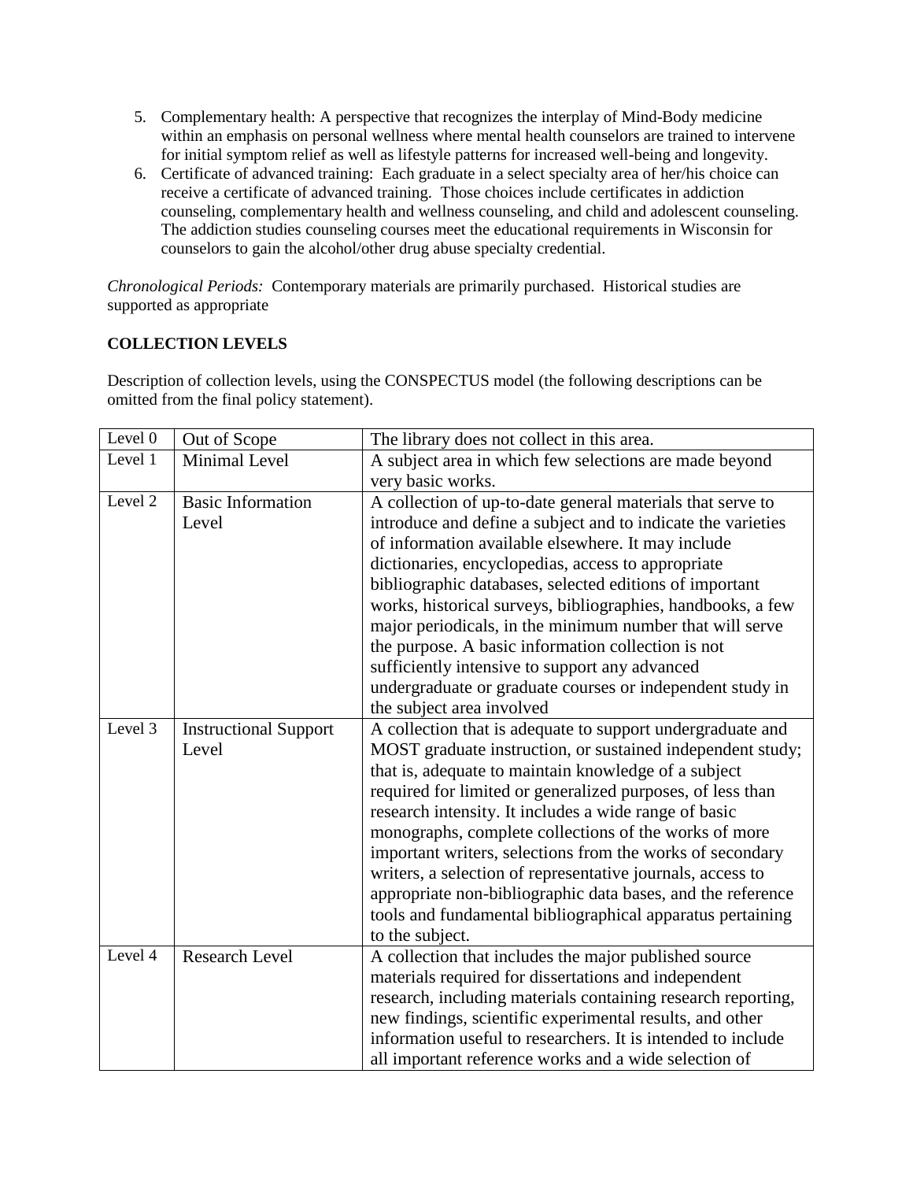5. Complementary health: A perspective that recognizes the interplay of Mind-Body medicine within an emphasis on personal wellness where mental health counselors are trained to intervene for initial symptom relief as well as lifestyle patterns for increased well-being and longevity.
6. Certificate of advanced training: Each graduate in a select specialty area of her/his choice can receive a certificate of advanced training. Those choices include certificates in addiction counseling, complementary health and wellness counseling, and child and adolescent counseling. The addiction studies counseling courses meet the educational requirements in Wisconsin for counselors to gain the alcohol/other drug abuse specialty credential.

*Chronological Periods:* Contemporary materials are primarily purchased. Historical studies are supported as appropriate

**COLLECTION LEVELS**

Description of collection levels, using the CONSPECTUS model (the following descriptions can be omitted from the final policy statement).

| Level | Name | Description |
|---|---|---|
| Level 0 | Out of Scope | The library does not collect in this area. |
| Level 1 | Minimal Level | A subject area in which few selections are made beyond very basic works. |
| Level 2 | Basic Information Level | A collection of up-to-date general materials that serve to introduce and define a subject and to indicate the varieties of information available elsewhere. It may include dictionaries, encyclopedias, access to appropriate bibliographic databases, selected editions of important works, historical surveys, bibliographies, handbooks, a few major periodicals, in the minimum number that will serve the purpose. A basic information collection is not sufficiently intensive to support any advanced undergraduate or graduate courses or independent study in the subject area involved |
| Level 3 | Instructional Support Level | A collection that is adequate to support undergraduate and MOST graduate instruction, or sustained independent study; that is, adequate to maintain knowledge of a subject required for limited or generalized purposes, of less than research intensity. It includes a wide range of basic monographs, complete collections of the works of more important writers, selections from the works of secondary writers, a selection of representative journals, access to appropriate non-bibliographic data bases, and the reference tools and fundamental bibliographical apparatus pertaining to the subject. |
| Level 4 | Research Level | A collection that includes the major published source materials required for dissertations and independent research, including materials containing research reporting, new findings, scientific experimental results, and other information useful to researchers. It is intended to include all important reference works and a wide selection of |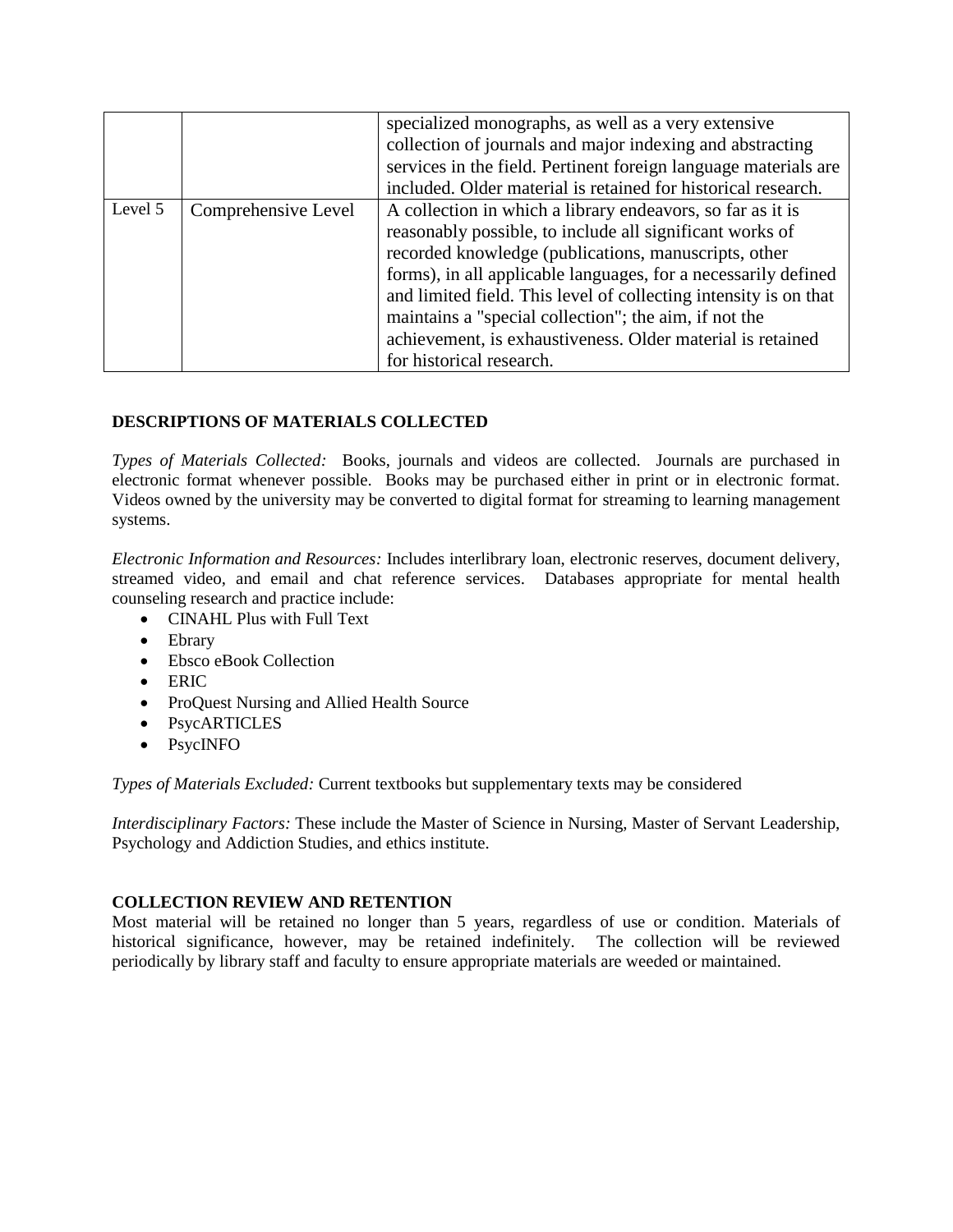| | | |
|---|---|---|
| | | specialized monographs, as well as a very extensive collection of journals and major indexing and abstracting services in the field. Pertinent foreign language materials are included. Older material is retained for historical research. |
| Level 5 | Comprehensive Level | A collection in which a library endeavors, so far as it is reasonably possible, to include all significant works of recorded knowledge (publications, manuscripts, other forms), in all applicable languages, for a necessarily defined and limited field. This level of collecting intensity is on that maintains a "special collection"; the aim, if not the achievement, is exhaustiveness. Older material is retained for historical research. |

**DESCRIPTIONS OF MATERIALS COLLECTED**

*Types of Materials Collected:* Books, journals and videos are collected. Journals are purchased in electronic format whenever possible. Books may be purchased either in print or in electronic format. Videos owned by the university may be converted to digital format for streaming to learning management systems.

*Electronic Information and Resources:* Includes interlibrary loan, electronic reserves, document delivery, streamed video, and email and chat reference services. Databases appropriate for mental health counseling research and practice include:

- CINAHL Plus with Full Text
- Ebrary
- Ebsco eBook Collection
- ERIC
- ProQuest Nursing and Allied Health Source
- PsycARTICLES
- PsycINFO

*Types of Materials Excluded:* Current textbooks but supplementary texts may be considered

*Interdisciplinary Factors:* These include the Master of Science in Nursing, Master of Servant Leadership, Psychology and Addiction Studies, and ethics institute.

**COLLECTION REVIEW AND RETENTION**

Most material will be retained no longer than 5 years, regardless of use or condition. Materials of historical significance, however, may be retained indefinitely. The collection will be reviewed periodically by library staff and faculty to ensure appropriate materials are weeded or maintained.